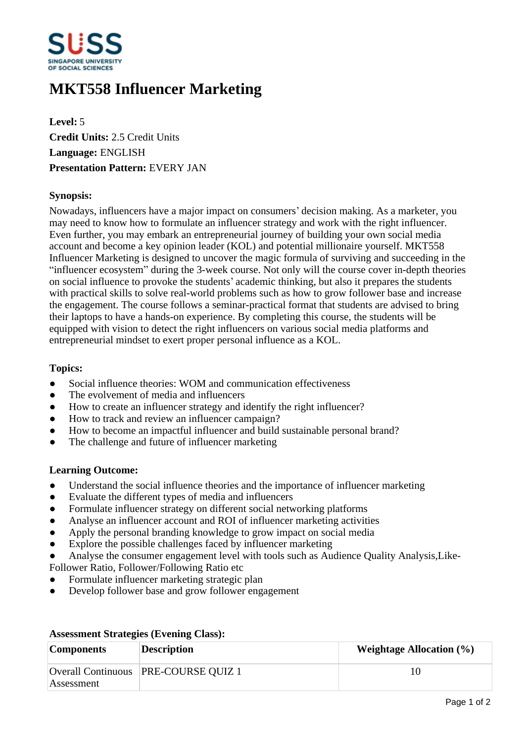# MKT558 Influencer Marketing

**Level:** 5
**Credit Units:** 2.5 Credit Units
**Language:** ENGLISH
**Presentation Pattern:** EVERY JAN

### Synopsis:

Nowadays, influencers have a major impact on consumers' decision making. As a marketer, you may need to know how to formulate an influencer strategy and work with the right influencer. Even further, you may embark an entrepreneurial journey of building your own social media account and become a key opinion leader (KOL) and potential millionaire yourself. MKT558 Influencer Marketing is designed to uncover the magic formula of surviving and succeeding in the "influencer ecosystem" during the 3-week course. Not only will the course cover in-depth theories on social influence to provoke the students' academic thinking, but also it prepares the students with practical skills to solve real-world problems such as how to grow follower base and increase the engagement. The course follows a seminar-practical format that students are advised to bring their laptops to have a hands-on experience. By completing this course, the students will be equipped with vision to detect the right influencers on various social media platforms and entrepreneurial mindset to exert proper personal influence as a KOL.

### Topics:

- Social influence theories: WOM and communication effectiveness
- The evolvement of media and influencers
- How to create an influencer strategy and identify the right influencer?
- How to track and review an influencer campaign?
- How to become an impactful influencer and build sustainable personal brand?
- The challenge and future of influencer marketing

### Learning Outcome:

- Understand the social influence theories and the importance of influencer marketing
- Evaluate the different types of media and influencers
- Formulate influencer strategy on different social networking platforms
- Analyse an influencer account and ROI of influencer marketing activities
- Apply the personal branding knowledge to grow impact on social media
- Explore the possible challenges faced by influencer marketing
- Analyse the consumer engagement level with tools such as Audience Quality Analysis,Like-Follower Ratio, Follower/Following Ratio etc
- Formulate influencer marketing strategic plan
- Develop follower base and grow follower engagement

### Assessment Strategies (Evening Class):

| Components | Description | Weightage Allocation (%) |
|---|---|---|
| Overall Continuous Assessment | PRE-COURSE QUIZ 1 | 10 |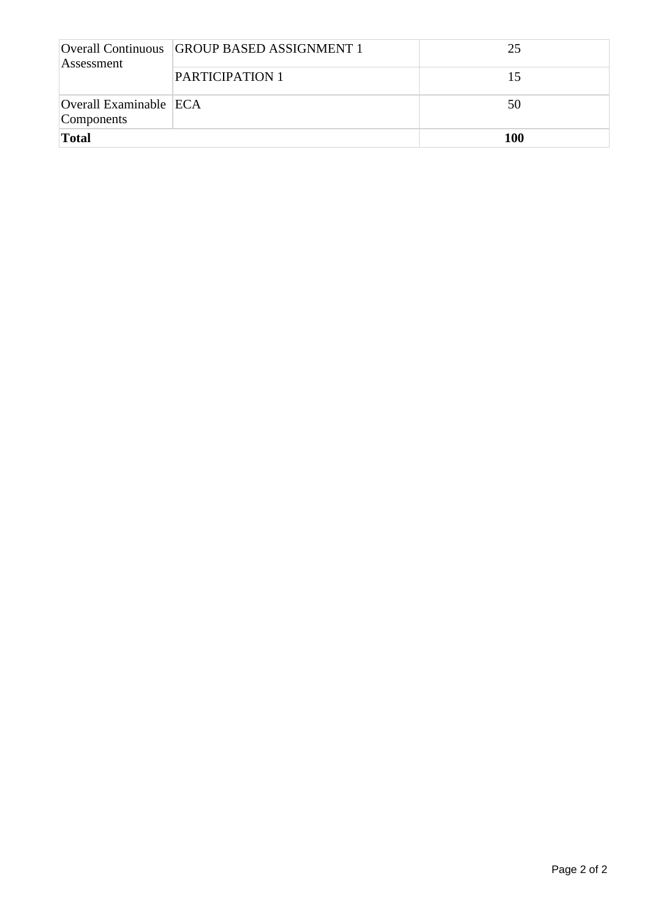| | | |
|---|---|---|
| Overall Continuous Assessment | GROUP BASED ASSIGNMENT 1 | 25 |
| | PARTICIPATION 1 | 15 |
| Overall Examinable Components | ECA | 50 |
| **Total** | | **100** |